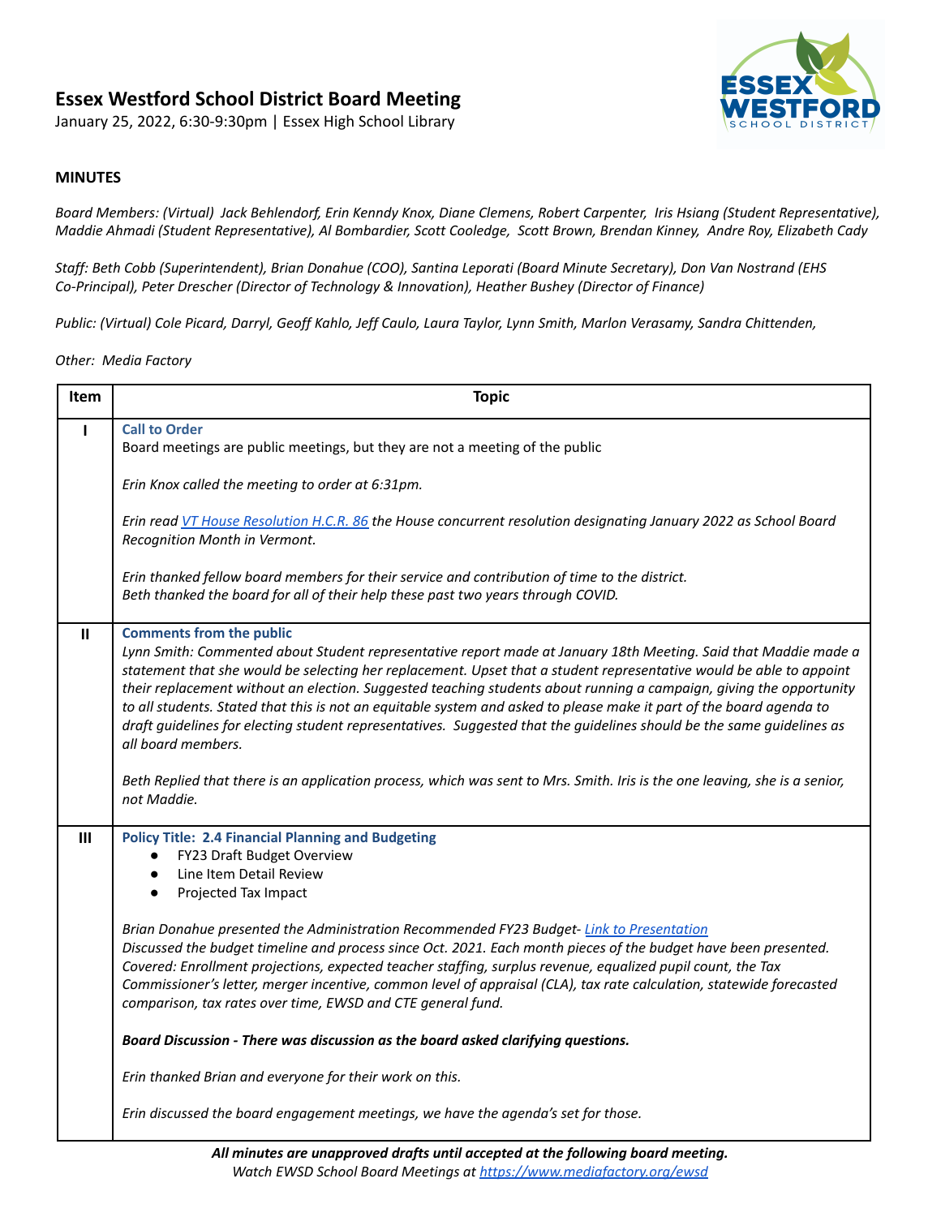# Essex Westford School District Board Meeting

January 25, 2022, 6:30-9:30pm | Essex High School Library

## MINUTES

*Board Members: (Virtual) Jack Behlendorf, Erin Kenndy Knox, Diane Clemens, Robert Carpenter, Iris Hsiang (Student Representative), Maddie Ahmadi (Student Representative), Al Bombardier, Scott Cooledge, Scott Brown, Brendan Kinney, Andre Roy, Elizabeth Cady*

*Staff: Beth Cobb (Superintendent), Brian Donahue (COO), Santina Leporati (Board Minute Secretary), Don Van Nostrand (EHS Co-Principal), Peter Drescher (Director of Technology & Innovation), Heather Bushey (Director of Finance)*

*Public: (Virtual) Cole Picard, Darryl, Geoff Kahlo, Jeff Caulo, Laura Taylor, Lynn Smith, Marlon Verasamy, Sandra Chittenden,*

*Other: Media Factory*

| Item | Topic |
|---|---|
| I | **Call to Order**<br>Board meetings are public meetings, but they are not a meeting of the public<br><br>*Erin Knox called the meeting to order at 6:31pm.*<br><br>*Erin read [VT House Resolution H.C.R. 86] the House concurrent resolution designating January 2022 as School Board Recognition Month in Vermont.*<br><br>*Erin thanked fellow board members for their service and contribution of time to the district.*<br>*Beth thanked the board for all of their help these past two years through COVID.* |
| II | **Comments from the public**<br>*Lynn Smith: Commented about Student representative report made at January 18th Meeting. Said that Maddie made a statement that she would be selecting her replacement. Upset that a student representative would be able to appoint their replacement without an election. Suggested teaching students about running a campaign, giving the opportunity to all students. Stated that this is not an equitable system and asked to please make it part of the board agenda to draft guidelines for electing student representatives. Suggested that the guidelines should be the same guidelines as all board members.*<br><br>*Beth Replied that there is an application process, which was sent to Mrs. Smith. Iris is the one leaving, she is a senior, not Maddie.* |
| III | **Policy Title: 2.4 Financial Planning and Budgeting**<br>• FY23 Draft Budget Overview<br>• Line Item Detail Review<br>• Projected Tax Impact<br><br>*Brian Donahue presented the Administration Recommended FY23 Budget- [Link to Presentation]*<br>*Discussed the budget timeline and process since Oct. 2021. Each month pieces of the budget have been presented. Covered: Enrollment projections, expected teacher staffing, surplus revenue, equalized pupil count, the Tax Commissioner's letter, merger incentive, common level of appraisal (CLA), tax rate calculation, statewide forecasted comparison, tax rates over time, EWSD and CTE general fund.*<br><br>***Board Discussion - There was discussion as the board asked clarifying questions.***<br><br>*Erin thanked Brian and everyone for their work on this.*<br><br>*Erin discussed the board engagement meetings, we have the agenda's set for those.* |

***All minutes are unapproved drafts until accepted at the following board meeting.***
*Watch EWSD School Board Meetings at https://www.mediafactory.org/ewsd*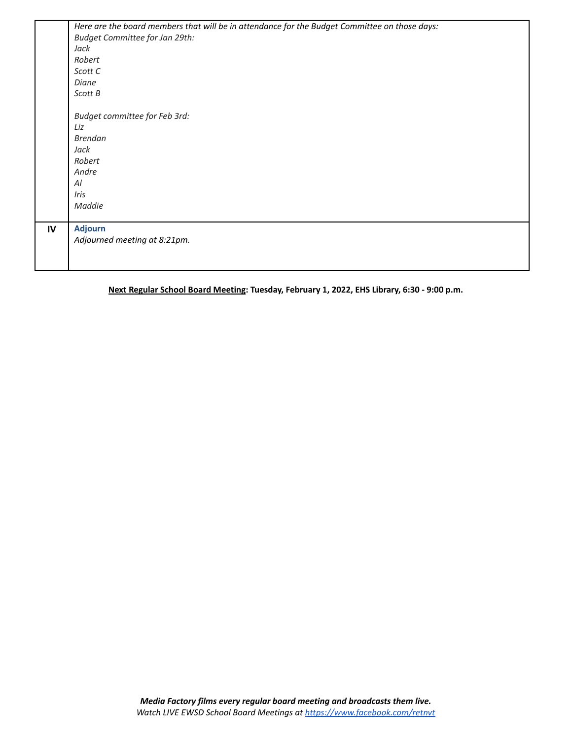| | |
|---|---|
| | *Here are the board members that will be in attendance for the Budget Committee on those days:*<br>*Budget Committee for Jan 29th:*<br>*Jack*<br>*Robert*<br>*Scott C*<br>*Diane*<br>*Scott B*<br><br>*Budget committee for Feb 3rd:*<br>*Liz*<br>*Brendan*<br>*Jack*<br>*Robert*<br>*Andre*<br>*Al*<br>*Iris*<br>*Maddie* |
| **IV** | **Adjourn**<br>*Adjourned meeting at 8:21pm.* |

**Next Regular School Board Meeting: Tuesday, February 1, 2022, EHS Library, 6:30 - 9:00 p.m.**

***Media Factory films every regular board meeting and broadcasts them live.***
*Watch LIVE EWSD School Board Meetings at https://www.facebook.com/retnvt*